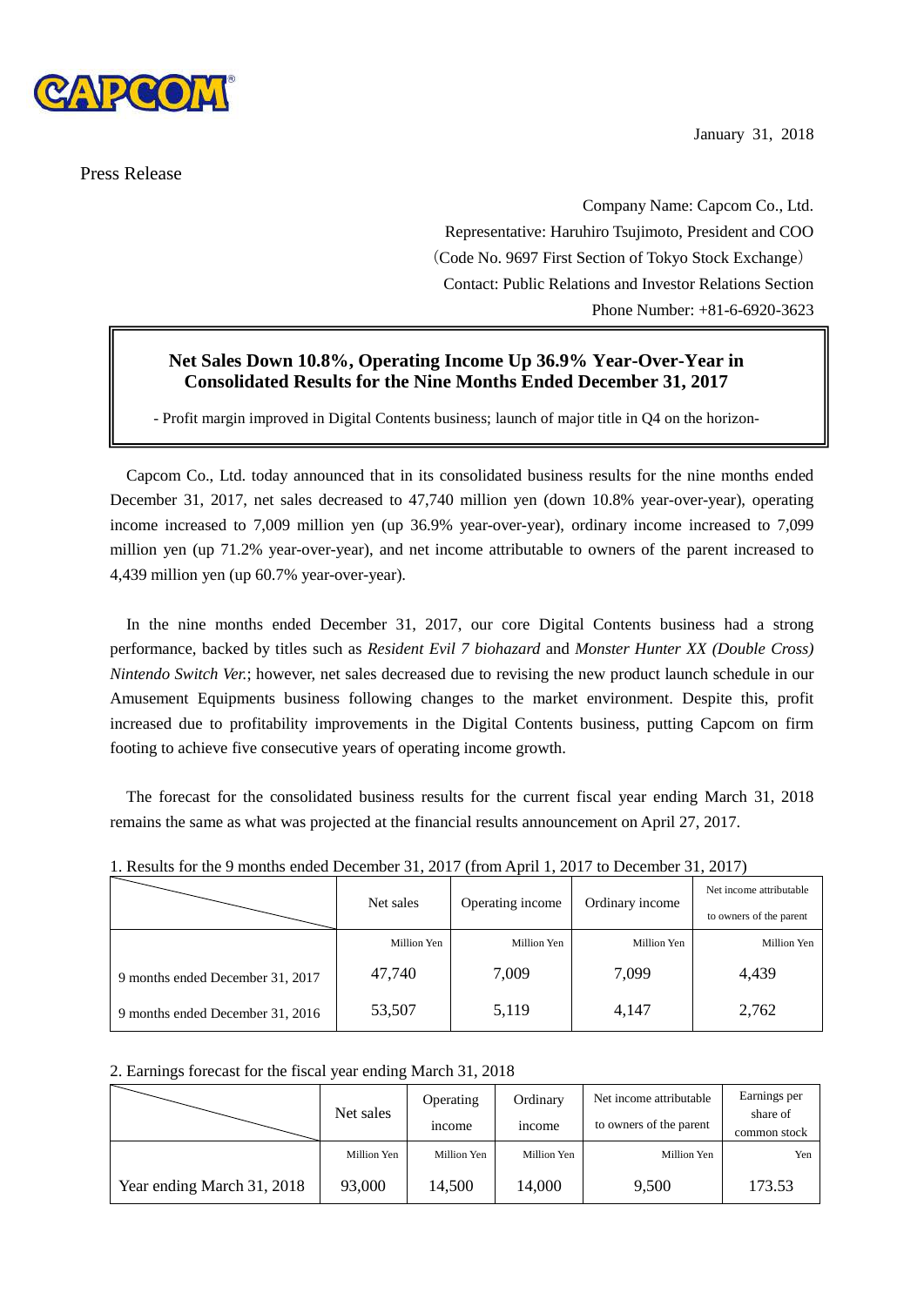January 31, 2018

Press Release

Company Name: Capcom Co., Ltd.
Representative: Haruhiro Tsujimoto, President and COO
(Code No. 9697 First Section of Tokyo Stock Exchange)
Contact: Public Relations and Investor Relations Section
Phone Number: +81-6-6920-3623

## Net Sales Down 10.8%, Operating Income Up 36.9% Year-Over-Year in Consolidated Results for the Nine Months Ended December 31, 2017

- Profit margin improved in Digital Contents business; launch of major title in Q4 on the horizon-

Capcom Co., Ltd. today announced that in its consolidated business results for the nine months ended December 31, 2017, net sales decreased to 47,740 million yen (down 10.8% year-over-year), operating income increased to 7,009 million yen (up 36.9% year-over-year), ordinary income increased to 7,099 million yen (up 71.2% year-over-year), and net income attributable to owners of the parent increased to 4,439 million yen (up 60.7% year-over-year).

In the nine months ended December 31, 2017, our core Digital Contents business had a strong performance, backed by titles such as *Resident Evil 7 biohazard* and *Monster Hunter XX (Double Cross) Nintendo Switch Ver.*; however, net sales decreased due to revising the new product launch schedule in our Amusement Equipments business following changes to the market environment. Despite this, profit increased due to profitability improvements in the Digital Contents business, putting Capcom on firm footing to achieve five consecutive years of operating income growth.

The forecast for the consolidated business results for the current fiscal year ending March 31, 2018 remains the same as what was projected at the financial results announcement on April 27, 2017.

1. Results for the 9 months ended December 31, 2017 (from April 1, 2017 to December 31, 2017)

| | Net sales | Operating income | Ordinary income | Net income attributable to owners of the parent |
|---|---|---|---|---|
| | Million Yen | Million Yen | Million Yen | Million Yen |
| 9 months ended December 31, 2017 | 47,740 | 7,009 | 7,099 | 4,439 |
| 9 months ended December 31, 2016 | 53,507 | 5,119 | 4,147 | 2,762 |

2. Earnings forecast for the fiscal year ending March 31, 2018

| | Net sales | Operating income | Ordinary income | Net income attributable to owners of the parent | Earnings per share of common stock |
|---|---|---|---|---|---|
| | Million Yen | Million Yen | Million Yen | Million Yen | Yen |
| Year ending March 31, 2018 | 93,000 | 14,500 | 14,000 | 9,500 | 173.53 |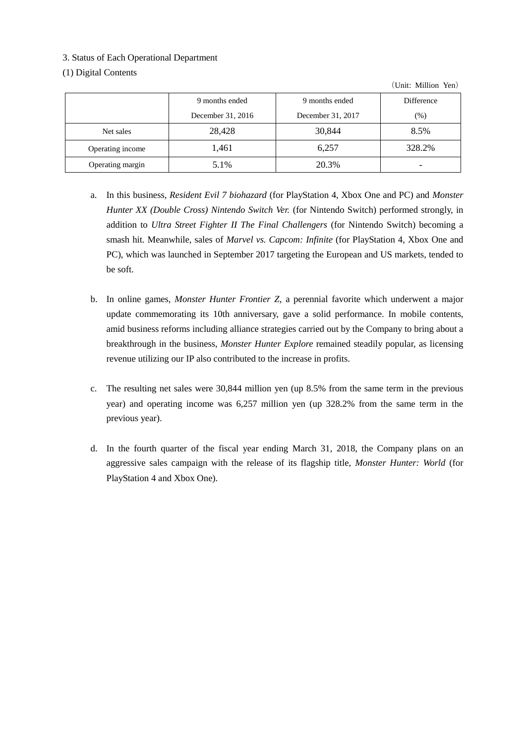3. Status of Each Operational Department

(1) Digital Contents

（Unit: Million Yen）

| | 9 months ended December 31, 2016 | 9 months ended December 31, 2017 | Difference (%) |
|---|---|---|---|
| Net sales | 28,428 | 30,844 | 8.5% |
| Operating income | 1,461 | 6,257 | 328.2% |
| Operating margin | 5.1% | 20.3% | - |

a. In this business, *Resident Evil 7 biohazard* (for PlayStation 4, Xbox One and PC) and *Monster Hunter XX (Double Cross) Nintendo Switch Ver.* (for Nintendo Switch) performed strongly, in addition to *Ultra Street Fighter II The Final Challengers* (for Nintendo Switch) becoming a smash hit. Meanwhile, sales of *Marvel vs. Capcom: Infinite* (for PlayStation 4, Xbox One and PC), which was launched in September 2017 targeting the European and US markets, tended to be soft.

b. In online games, *Monster Hunter Frontier Z*, a perennial favorite which underwent a major update commemorating its 10th anniversary, gave a solid performance. In mobile contents, amid business reforms including alliance strategies carried out by the Company to bring about a breakthrough in the business, *Monster Hunter Explore* remained steadily popular, as licensing revenue utilizing our IP also contributed to the increase in profits.

c. The resulting net sales were 30,844 million yen (up 8.5% from the same term in the previous year) and operating income was 6,257 million yen (up 328.2% from the same term in the previous year).

d. In the fourth quarter of the fiscal year ending March 31, 2018, the Company plans on an aggressive sales campaign with the release of its flagship title, *Monster Hunter: World* (for PlayStation 4 and Xbox One).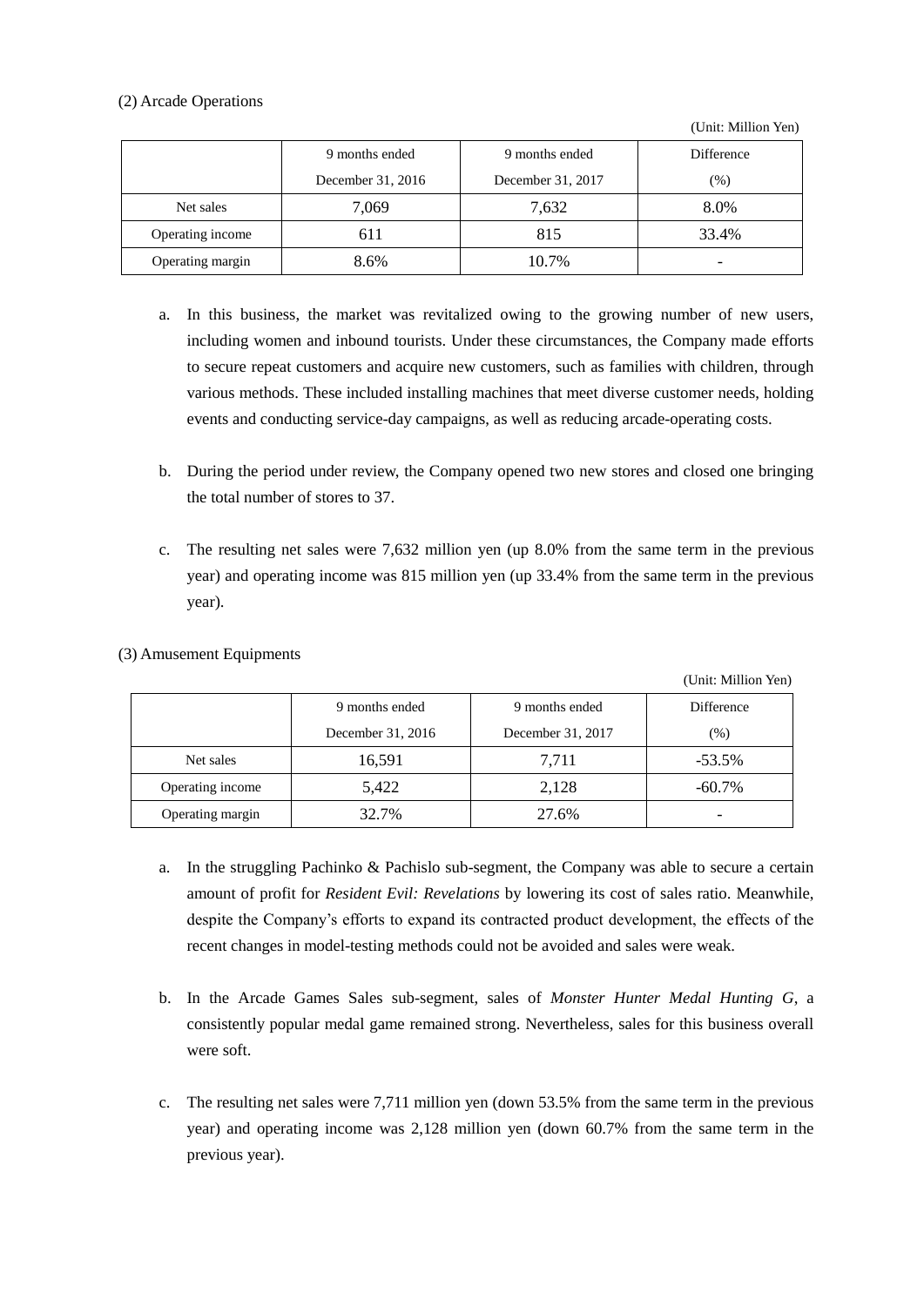(2) Arcade Operations

(Unit: Million Yen)

| | 9 months ended December 31, 2016 | 9 months ended December 31, 2017 | Difference (%) |
|---|---|---|---|
| Net sales | 7,069 | 7,632 | 8.0% |
| Operating income | 611 | 815 | 33.4% |
| Operating margin | 8.6% | 10.7% | - |

a. In this business, the market was revitalized owing to the growing number of new users, including women and inbound tourists. Under these circumstances, the Company made efforts to secure repeat customers and acquire new customers, such as families with children, through various methods. These included installing machines that meet diverse customer needs, holding events and conducting service-day campaigns, as well as reducing arcade-operating costs.

b. During the period under review, the Company opened two new stores and closed one bringing the total number of stores to 37.

c. The resulting net sales were 7,632 million yen (up 8.0% from the same term in the previous year) and operating income was 815 million yen (up 33.4% from the same term in the previous year).

(3) Amusement Equipments

(Unit: Million Yen)

| | 9 months ended December 31, 2016 | 9 months ended December 31, 2017 | Difference (%) |
|---|---|---|---|
| Net sales | 16,591 | 7,711 | -53.5% |
| Operating income | 5,422 | 2,128 | -60.7% |
| Operating margin | 32.7% | 27.6% | - |

a. In the struggling Pachinko & Pachislo sub-segment, the Company was able to secure a certain amount of profit for *Resident Evil: Revelations* by lowering its cost of sales ratio. Meanwhile, despite the Company's efforts to expand its contracted product development, the effects of the recent changes in model-testing methods could not be avoided and sales were weak.

b. In the Arcade Games Sales sub-segment, sales of *Monster Hunter Medal Hunting G*, a consistently popular medal game remained strong. Nevertheless, sales for this business overall were soft.

c. The resulting net sales were 7,711 million yen (down 53.5% from the same term in the previous year) and operating income was 2,128 million yen (down 60.7% from the same term in the previous year).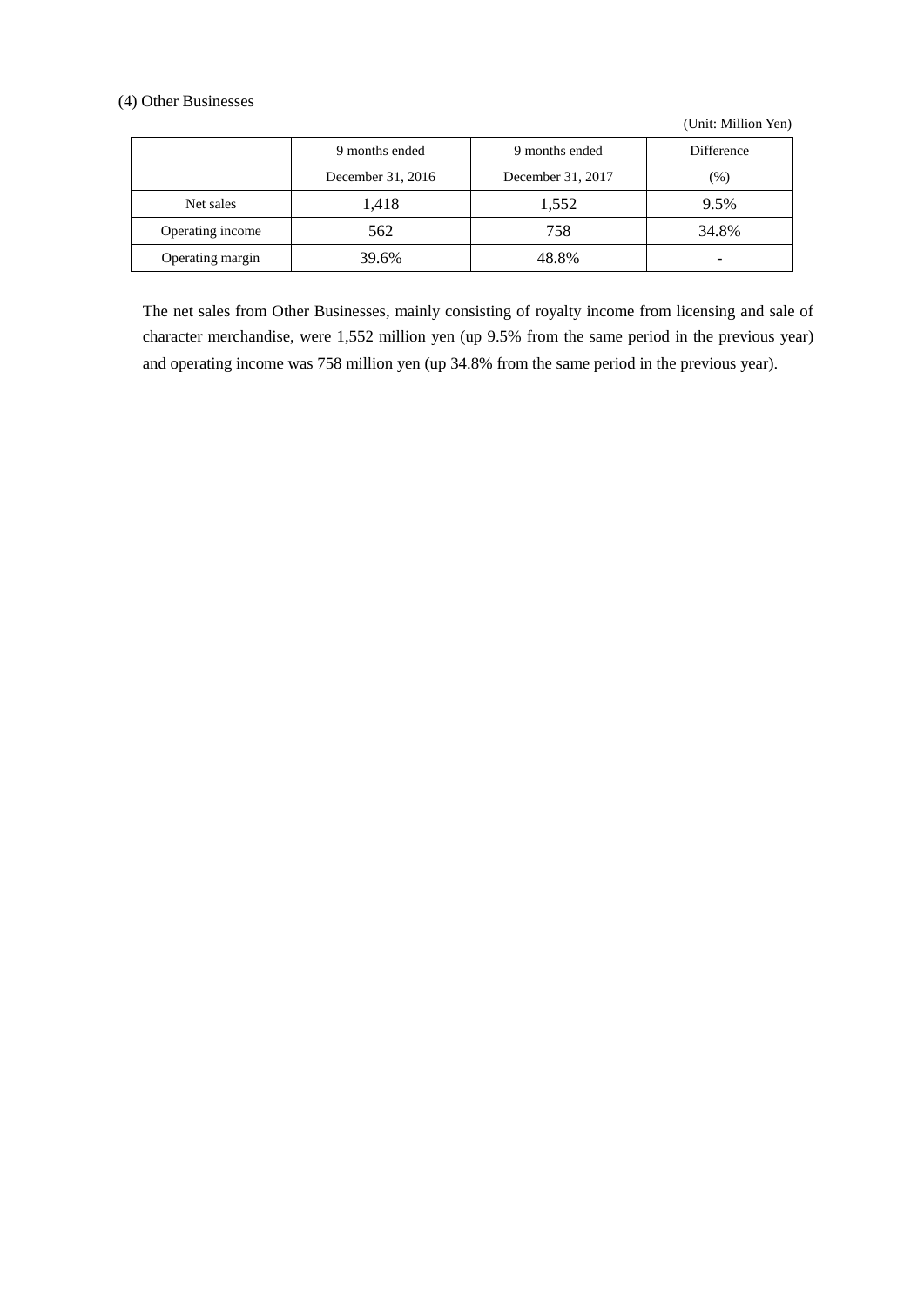### (4) Other Businesses

(Unit: Million Yen)

| | 9 months ended December 31, 2016 | 9 months ended December 31, 2017 | Difference (%) |
|---|---|---|---|
| Net sales | 1,418 | 1,552 | 9.5% |
| Operating income | 562 | 758 | 34.8% |
| Operating margin | 39.6% | 48.8% | - |

The net sales from Other Businesses, mainly consisting of royalty income from licensing and sale of character merchandise, were 1,552 million yen (up 9.5% from the same period in the previous year) and operating income was 758 million yen (up 34.8% from the same period in the previous year).